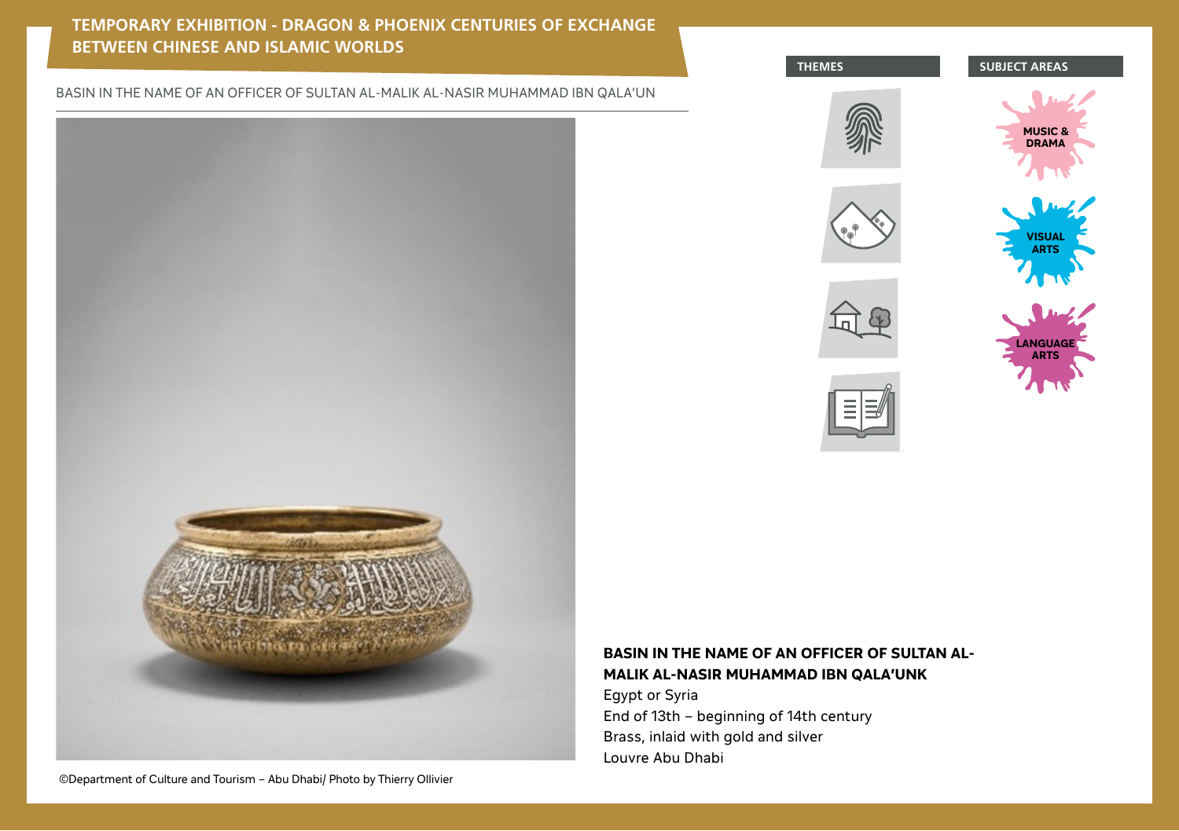# TEMPORARY EXHIBITION - DRAGON & PHOENIX CENTURIES OF EXCHANGE BETWEEN CHINESE AND ISLAMIC WORLDS

BASIN IN THE NAME OF AN OFFICER OF SULTAN AL-MALIK AL-NASIR MUHAMMAD IBN QALA'UN

**THEMES**

**SUBJECT AREAS**

MUSIC & DRAMA

VISUAL ARTS

LANGUAGE ARTS

©Department of Culture and Tourism – Abu Dhabi/ Photo by Thierry Ollivier

**BASIN IN THE NAME OF AN OFFICER OF SULTAN AL-MALIK AL-NASIR MUHAMMAD IBN QALA'UNK**

Egypt or Syria

End of 13th – beginning of 14th century

Brass, inlaid with gold and silver

Louvre Abu Dhabi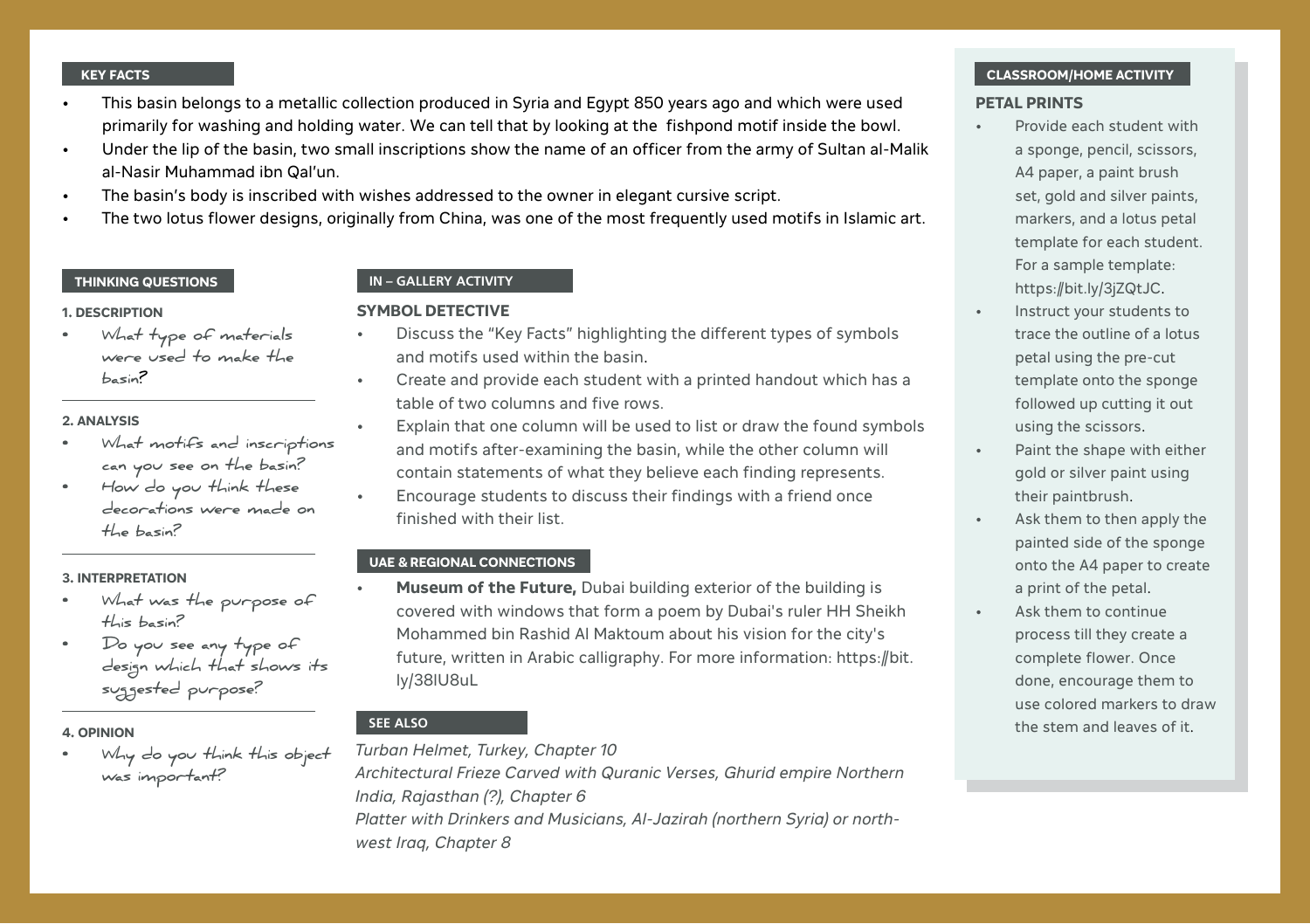## KEY FACTS

- This basin belongs to a metallic collection produced in Syria and Egypt 850 years ago and which were used primarily for washing and holding water. We can tell that by looking at the fishpond motif inside the bowl.
- Under the lip of the basin, two small inscriptions show the name of an officer from the army of Sultan al-Malik al-Nasir Muhammad ibn Qal'un.
- The basin's body is inscribed with wishes addressed to the owner in elegant cursive script.
- The two lotus flower designs, originally from China, was one of the most frequently used motifs in Islamic art.

## THINKING QUESTIONS

### 1. DESCRIPTION

- What type of materials were used to make the basin?

### 2. ANALYSIS

- What motifs and inscriptions can you see on the basin?
- How do you think these decorations were made on the basin?

### 3. INTERPRETATION

- What was the purpose of this basin?
- Do you see any type of design which that shows its suggested purpose?

### 4. OPINION

- Why do you think this object was important?

## IN – GALLERY ACTIVITY

### SYMBOL DETECTIVE

- Discuss the "Key Facts" highlighting the different types of symbols and motifs used within the basin.
- Create and provide each student with a printed handout which has a table of two columns and five rows.
- Explain that one column will be used to list or draw the found symbols and motifs after-examining the basin, while the other column will contain statements of what they believe each finding represents.
- Encourage students to discuss their findings with a friend once finished with their list.

## UAE & REGIONAL CONNECTIONS

- **Museum of the Future,** Dubai building exterior of the building is covered with windows that form a poem by Dubai's ruler HH Sheikh Mohammed bin Rashid Al Maktoum about his vision for the city's future, written in Arabic calligraphy. For more information: https://bit.ly/38lU8uL

## SEE ALSO

*Turban Helmet, Turkey, Chapter 10*
*Architectural Frieze Carved with Quranic Verses, Ghurid empire Northern India, Rajasthan (?), Chapter 6*
*Platter with Drinkers and Musicians, Al-Jazirah (northern Syria) or north-west Iraq, Chapter 8*

## CLASSROOM/HOME ACTIVITY

### PETAL PRINTS

- Provide each student with a sponge, pencil, scissors, A4 paper, a paint brush set, gold and silver paints, markers, and a lotus petal template for each student. For a sample template: https://bit.ly/3jZQtJC.
- Instruct your students to trace the outline of a lotus petal using the pre-cut template onto the sponge followed up cutting it out using the scissors.
- Paint the shape with either gold or silver paint using their paintbrush.
- Ask them to then apply the painted side of the sponge onto the A4 paper to create a print of the petal.
- Ask them to continue process till they create a complete flower. Once done, encourage them to use colored markers to draw the stem and leaves of it.